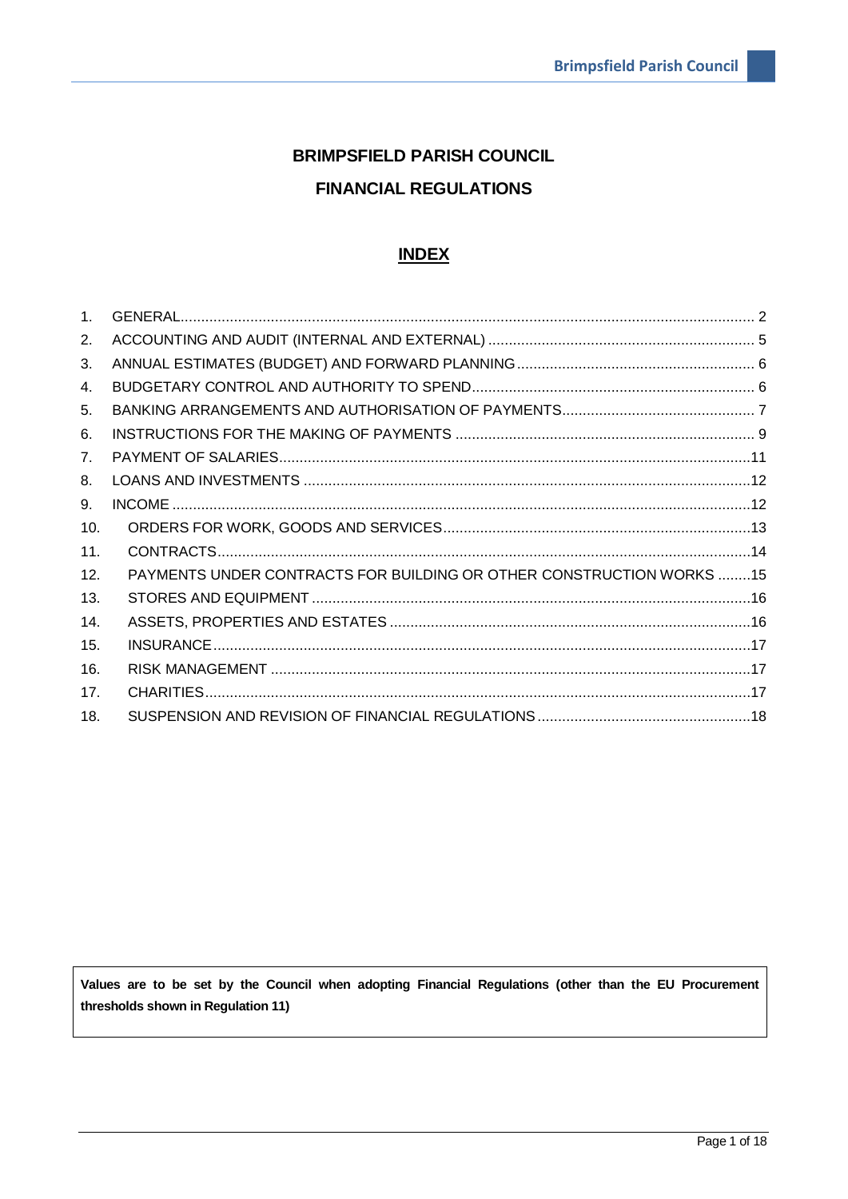# BRIMPSFIELD PARISH COUNCIL

# FINANCIAL REGULATIONS

## INDEX

1. GENERAL ..... 2
2. ACCOUNTING AND AUDIT (INTERNAL AND EXTERNAL) ..... 5
3. ANNUAL ESTIMATES (BUDGET) AND FORWARD PLANNING ..... 6
4. BUDGETARY CONTROL AND AUTHORITY TO SPEND ..... 6
5. BANKING ARRANGEMENTS AND AUTHORISATION OF PAYMENTS ..... 7
6. INSTRUCTIONS FOR THE MAKING OF PAYMENTS ..... 9
7. PAYMENT OF SALARIES ..... 11
8. LOANS AND INVESTMENTS ..... 12
9. INCOME ..... 12
10. ORDERS FOR WORK, GOODS AND SERVICES ..... 13
11. CONTRACTS ..... 14
12. PAYMENTS UNDER CONTRACTS FOR BUILDING OR OTHER CONSTRUCTION WORKS ..... 15
13. STORES AND EQUIPMENT ..... 16
14. ASSETS, PROPERTIES AND ESTATES ..... 16
15. INSURANCE ..... 17
16. RISK MANAGEMENT ..... 17
17. CHARITIES ..... 17
18. SUSPENSION AND REVISION OF FINANCIAL REGULATIONS ..... 18

**Values are to be set by the Council when adopting Financial Regulations (other than the EU Procurement thresholds shown in Regulation 11)**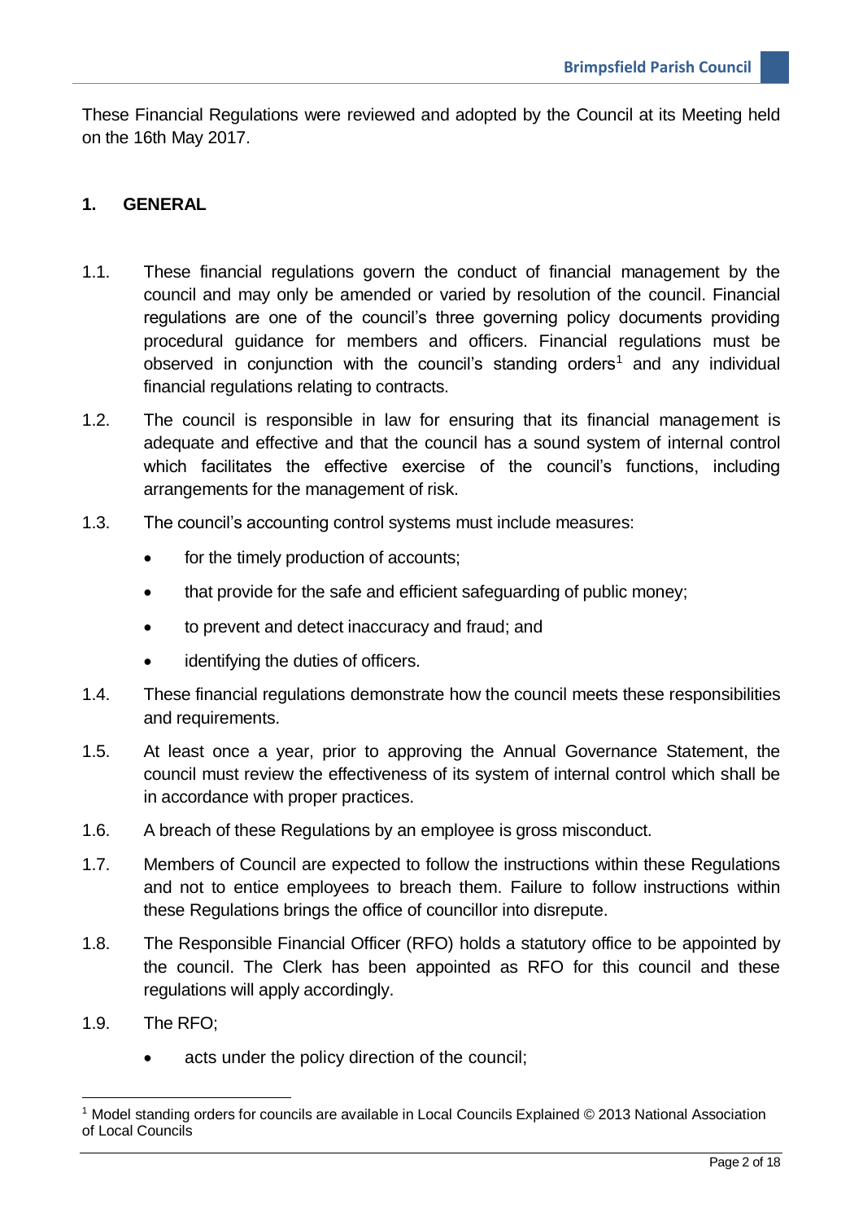These Financial Regulations were reviewed and adopted by the Council at its Meeting held on the 16th May 2017.

## 1. GENERAL

1.1. These financial regulations govern the conduct of financial management by the council and may only be amended or varied by resolution of the council. Financial regulations are one of the council's three governing policy documents providing procedural guidance for members and officers. Financial regulations must be observed in conjunction with the council's standing orders[1] and any individual financial regulations relating to contracts.

1.2. The council is responsible in law for ensuring that its financial management is adequate and effective and that the council has a sound system of internal control which facilitates the effective exercise of the council's functions, including arrangements for the management of risk.

1.3. The council's accounting control systems must include measures:

- for the timely production of accounts;
- that provide for the safe and efficient safeguarding of public money;
- to prevent and detect inaccuracy and fraud; and
- identifying the duties of officers.

1.4. These financial regulations demonstrate how the council meets these responsibilities and requirements.

1.5. At least once a year, prior to approving the Annual Governance Statement, the council must review the effectiveness of its system of internal control which shall be in accordance with proper practices.

1.6. A breach of these Regulations by an employee is gross misconduct.

1.7. Members of Council are expected to follow the instructions within these Regulations and not to entice employees to breach them. Failure to follow instructions within these Regulations brings the office of councillor into disrepute.

1.8. The Responsible Financial Officer (RFO) holds a statutory office to be appointed by the council. The Clerk has been appointed as RFO for this council and these regulations will apply accordingly.

1.9. The RFO;

- acts under the policy direction of the council;

[1] Model standing orders for councils are available in Local Councils Explained © 2013 National Association of Local Councils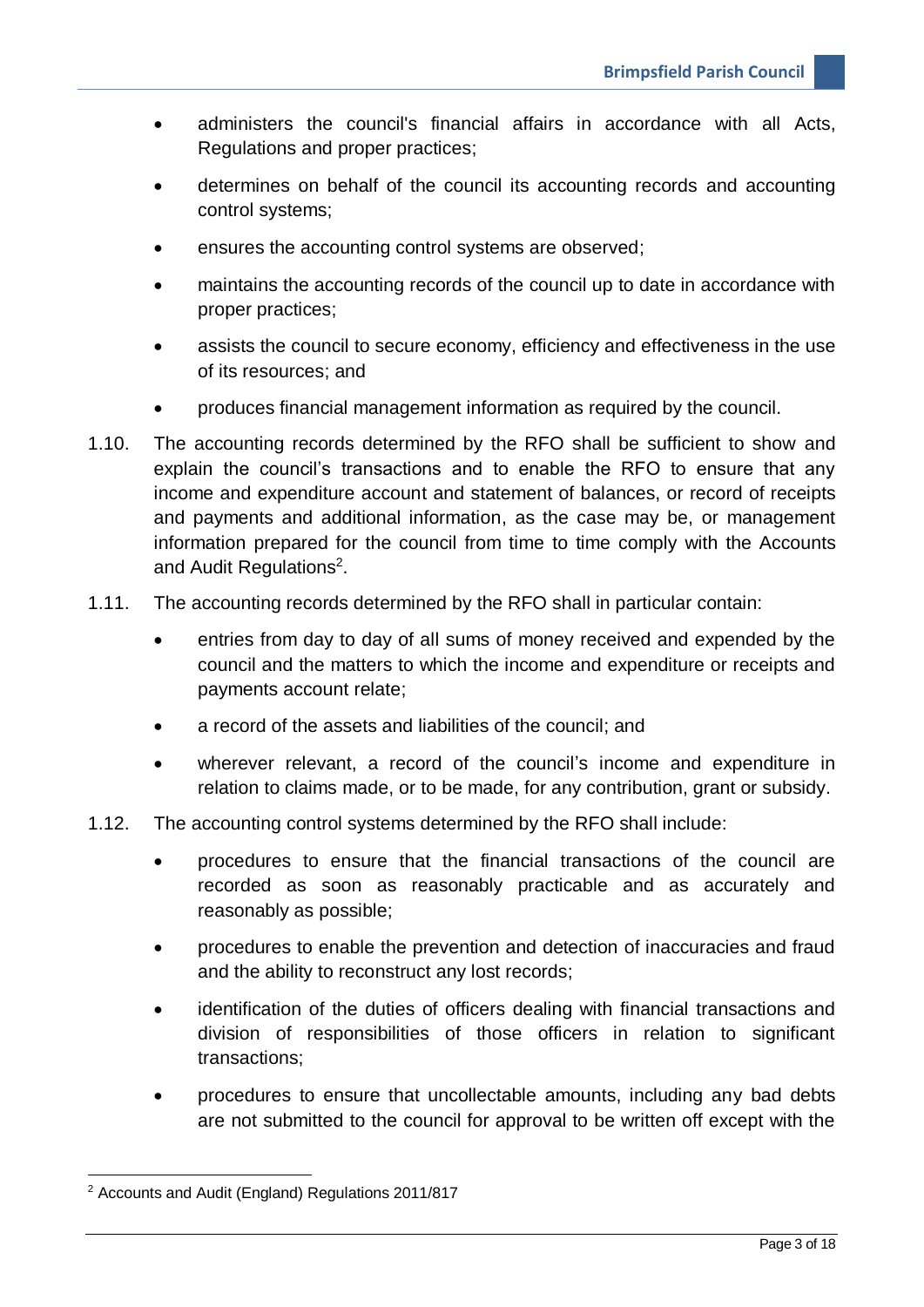- administers the council's financial affairs in accordance with all Acts, Regulations and proper practices;
- determines on behalf of the council its accounting records and accounting control systems;
- ensures the accounting control systems are observed;
- maintains the accounting records of the council up to date in accordance with proper practices;
- assists the council to secure economy, efficiency and effectiveness in the use of its resources; and
- produces financial management information as required by the council.

1.10. The accounting records determined by the RFO shall be sufficient to show and explain the council's transactions and to enable the RFO to ensure that any income and expenditure account and statement of balances, or record of receipts and payments and additional information, as the case may be, or management information prepared for the council from time to time comply with the Accounts and Audit Regulations[2].

1.11. The accounting records determined by the RFO shall in particular contain:

- entries from day to day of all sums of money received and expended by the council and the matters to which the income and expenditure or receipts and payments account relate;
- a record of the assets and liabilities of the council; and
- wherever relevant, a record of the council's income and expenditure in relation to claims made, or to be made, for any contribution, grant or subsidy.

1.12. The accounting control systems determined by the RFO shall include:

- procedures to ensure that the financial transactions of the council are recorded as soon as reasonably practicable and as accurately and reasonably as possible;
- procedures to enable the prevention and detection of inaccuracies and fraud and the ability to reconstruct any lost records;
- identification of the duties of officers dealing with financial transactions and division of responsibilities of those officers in relation to significant transactions;
- procedures to ensure that uncollectable amounts, including any bad debts are not submitted to the council for approval to be written off except with the

[2] Accounts and Audit (England) Regulations 2011/817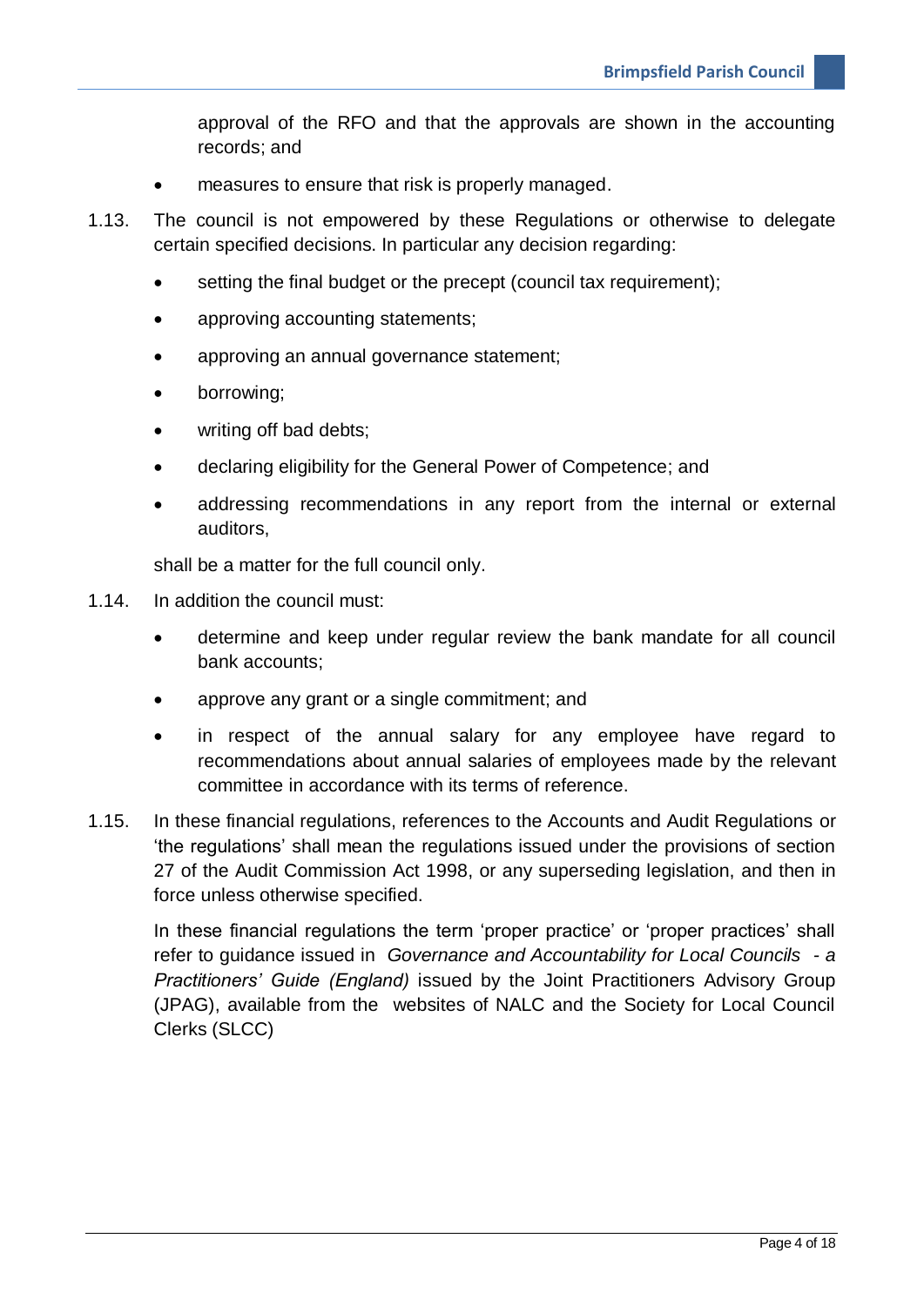approval of the RFO and that the approvals are shown in the accounting records; and

- measures to ensure that risk is properly managed.

1.13. The council is not empowered by these Regulations or otherwise to delegate certain specified decisions. In particular any decision regarding:

- setting the final budget or the precept (council tax requirement);
- approving accounting statements;
- approving an annual governance statement;
- borrowing;
- writing off bad debts;
- declaring eligibility for the General Power of Competence; and
- addressing recommendations in any report from the internal or external auditors,

shall be a matter for the full council only.

1.14. In addition the council must:

- determine and keep under regular review the bank mandate for all council bank accounts;
- approve any grant or a single commitment; and
- in respect of the annual salary for any employee have regard to recommendations about annual salaries of employees made by the relevant committee in accordance with its terms of reference.

1.15. In these financial regulations, references to the Accounts and Audit Regulations or 'the regulations' shall mean the regulations issued under the provisions of section 27 of the Audit Commission Act 1998, or any superseding legislation, and then in force unless otherwise specified.

In these financial regulations the term 'proper practice' or 'proper practices' shall refer to guidance issued in *Governance and Accountability for Local Councils - a Practitioners' Guide (England)* issued by the Joint Practitioners Advisory Group (JPAG), available from the websites of NALC and the Society for Local Council Clerks (SLCC)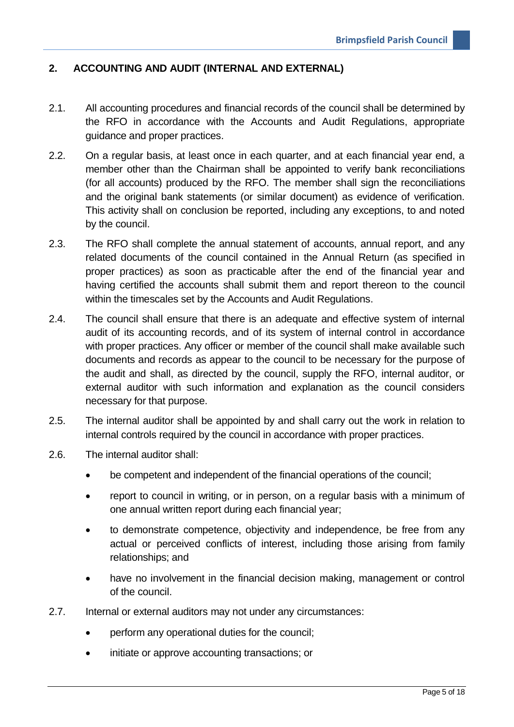## 2. ACCOUNTING AND AUDIT (INTERNAL AND EXTERNAL)

2.1. All accounting procedures and financial records of the council shall be determined by the RFO in accordance with the Accounts and Audit Regulations, appropriate guidance and proper practices.

2.2. On a regular basis, at least once in each quarter, and at each financial year end, a member other than the Chairman shall be appointed to verify bank reconciliations (for all accounts) produced by the RFO. The member shall sign the reconciliations and the original bank statements (or similar document) as evidence of verification. This activity shall on conclusion be reported, including any exceptions, to and noted by the council.

2.3. The RFO shall complete the annual statement of accounts, annual report, and any related documents of the council contained in the Annual Return (as specified in proper practices) as soon as practicable after the end of the financial year and having certified the accounts shall submit them and report thereon to the council within the timescales set by the Accounts and Audit Regulations.

2.4. The council shall ensure that there is an adequate and effective system of internal audit of its accounting records, and of its system of internal control in accordance with proper practices. Any officer or member of the council shall make available such documents and records as appear to the council to be necessary for the purpose of the audit and shall, as directed by the council, supply the RFO, internal auditor, or external auditor with such information and explanation as the council considers necessary for that purpose.

2.5. The internal auditor shall be appointed by and shall carry out the work in relation to internal controls required by the council in accordance with proper practices.

2.6. The internal auditor shall:

- be competent and independent of the financial operations of the council;
- report to council in writing, or in person, on a regular basis with a minimum of one annual written report during each financial year;
- to demonstrate competence, objectivity and independence, be free from any actual or perceived conflicts of interest, including those arising from family relationships; and
- have no involvement in the financial decision making, management or control of the council.

2.7. Internal or external auditors may not under any circumstances:

- perform any operational duties for the council;
- initiate or approve accounting transactions; or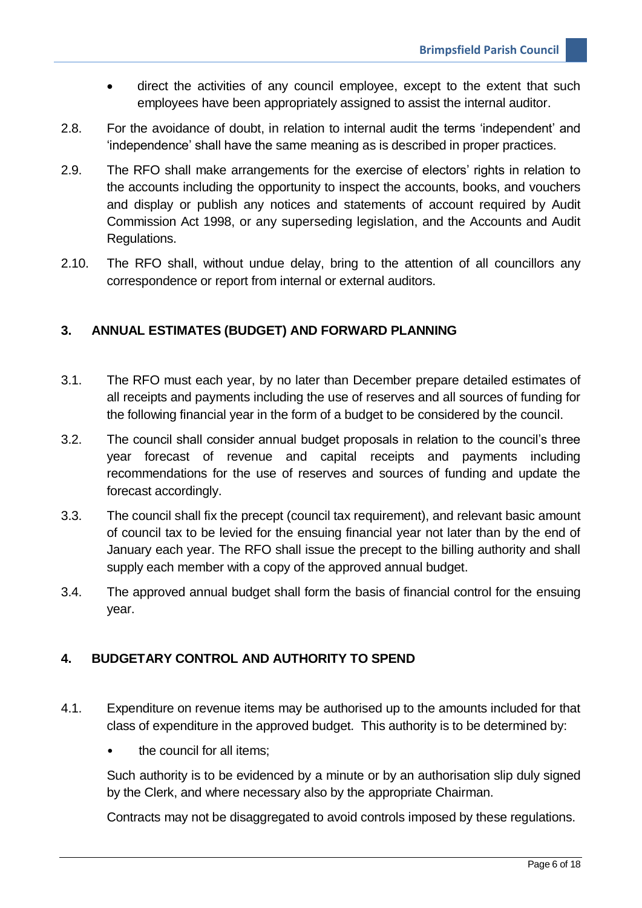- direct the activities of any council employee, except to the extent that such employees have been appropriately assigned to assist the internal auditor.

2.8. For the avoidance of doubt, in relation to internal audit the terms 'independent' and 'independence' shall have the same meaning as is described in proper practices.

2.9. The RFO shall make arrangements for the exercise of electors' rights in relation to the accounts including the opportunity to inspect the accounts, books, and vouchers and display or publish any notices and statements of account required by Audit Commission Act 1998, or any superseding legislation, and the Accounts and Audit Regulations.

2.10. The RFO shall, without undue delay, bring to the attention of all councillors any correspondence or report from internal or external auditors.

## 3. ANNUAL ESTIMATES (BUDGET) AND FORWARD PLANNING

3.1. The RFO must each year, by no later than December prepare detailed estimates of all receipts and payments including the use of reserves and all sources of funding for the following financial year in the form of a budget to be considered by the council.

3.2. The council shall consider annual budget proposals in relation to the council's three year forecast of revenue and capital receipts and payments including recommendations for the use of reserves and sources of funding and update the forecast accordingly.

3.3. The council shall fix the precept (council tax requirement), and relevant basic amount of council tax to be levied for the ensuing financial year not later than by the end of January each year. The RFO shall issue the precept to the billing authority and shall supply each member with a copy of the approved annual budget.

3.4. The approved annual budget shall form the basis of financial control for the ensuing year.

## 4. BUDGETARY CONTROL AND AUTHORITY TO SPEND

4.1. Expenditure on revenue items may be authorised up to the amounts included for that class of expenditure in the approved budget. This authority is to be determined by:

- the council for all items;

Such authority is to be evidenced by a minute or by an authorisation slip duly signed by the Clerk, and where necessary also by the appropriate Chairman.

Contracts may not be disaggregated to avoid controls imposed by these regulations.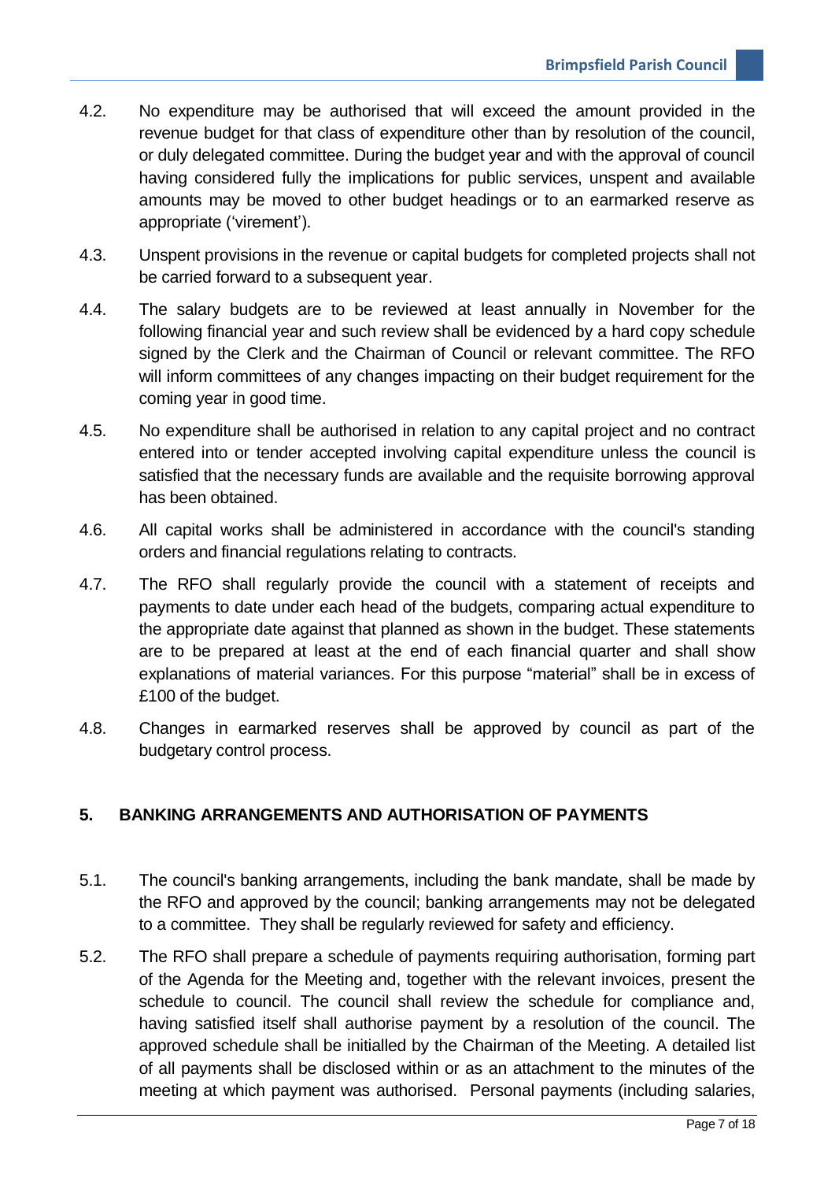4.2. No expenditure may be authorised that will exceed the amount provided in the revenue budget for that class of expenditure other than by resolution of the council, or duly delegated committee. During the budget year and with the approval of council having considered fully the implications for public services, unspent and available amounts may be moved to other budget headings or to an earmarked reserve as appropriate ('virement').

4.3. Unspent provisions in the revenue or capital budgets for completed projects shall not be carried forward to a subsequent year.

4.4. The salary budgets are to be reviewed at least annually in November for the following financial year and such review shall be evidenced by a hard copy schedule signed by the Clerk and the Chairman of Council or relevant committee. The RFO will inform committees of any changes impacting on their budget requirement for the coming year in good time.

4.5. No expenditure shall be authorised in relation to any capital project and no contract entered into or tender accepted involving capital expenditure unless the council is satisfied that the necessary funds are available and the requisite borrowing approval has been obtained.

4.6. All capital works shall be administered in accordance with the council's standing orders and financial regulations relating to contracts.

4.7. The RFO shall regularly provide the council with a statement of receipts and payments to date under each head of the budgets, comparing actual expenditure to the appropriate date against that planned as shown in the budget. These statements are to be prepared at least at the end of each financial quarter and shall show explanations of material variances. For this purpose "material" shall be in excess of £100 of the budget.

4.8. Changes in earmarked reserves shall be approved by council as part of the budgetary control process.

## 5. BANKING ARRANGEMENTS AND AUTHORISATION OF PAYMENTS

5.1. The council's banking arrangements, including the bank mandate, shall be made by the RFO and approved by the council; banking arrangements may not be delegated to a committee. They shall be regularly reviewed for safety and efficiency.

5.2. The RFO shall prepare a schedule of payments requiring authorisation, forming part of the Agenda for the Meeting and, together with the relevant invoices, present the schedule to council. The council shall review the schedule for compliance and, having satisfied itself shall authorise payment by a resolution of the council. The approved schedule shall be initialled by the Chairman of the Meeting. A detailed list of all payments shall be disclosed within or as an attachment to the minutes of the meeting at which payment was authorised. Personal payments (including salaries,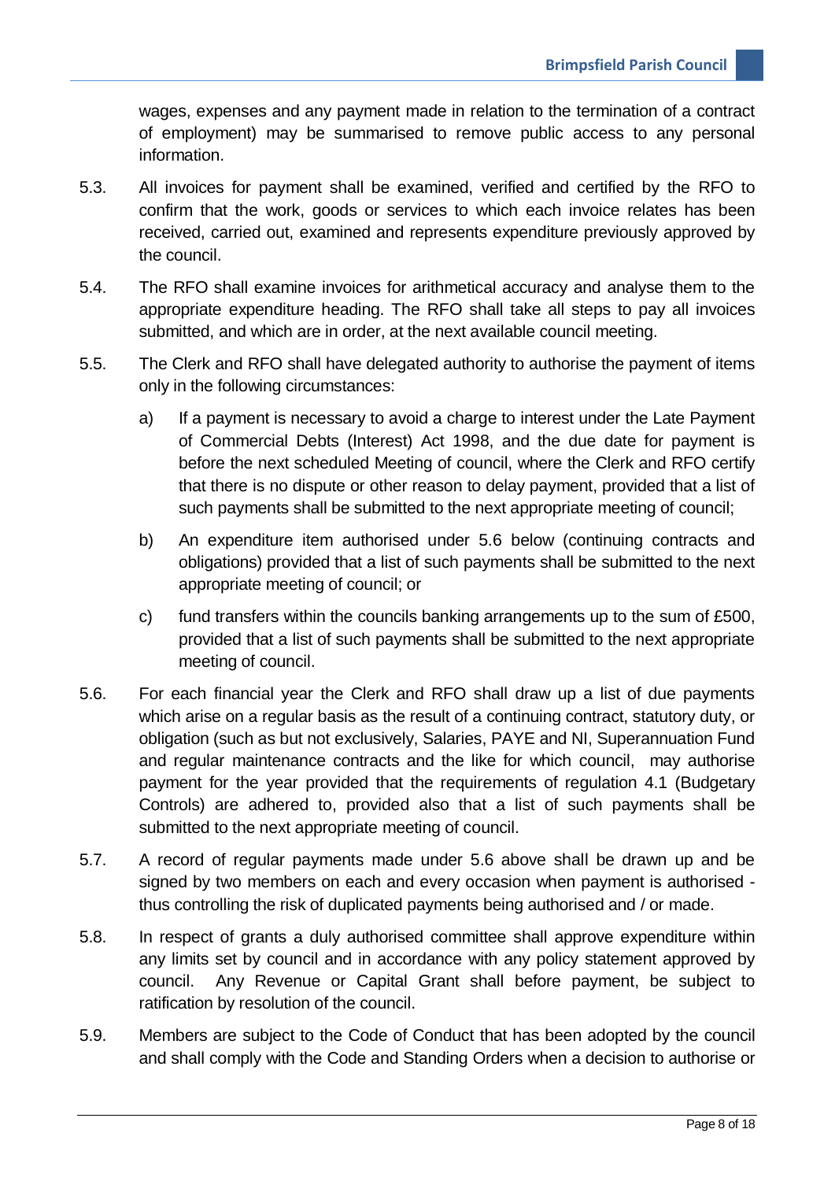wages, expenses and any payment made in relation to the termination of a contract of employment) may be summarised to remove public access to any personal information.

5.3. All invoices for payment shall be examined, verified and certified by the RFO to confirm that the work, goods or services to which each invoice relates has been received, carried out, examined and represents expenditure previously approved by the council.

5.4. The RFO shall examine invoices for arithmetical accuracy and analyse them to the appropriate expenditure heading. The RFO shall take all steps to pay all invoices submitted, and which are in order, at the next available council meeting.

5.5. The Clerk and RFO shall have delegated authority to authorise the payment of items only in the following circumstances:

a) If a payment is necessary to avoid a charge to interest under the Late Payment of Commercial Debts (Interest) Act 1998, and the due date for payment is before the next scheduled Meeting of council, where the Clerk and RFO certify that there is no dispute or other reason to delay payment, provided that a list of such payments shall be submitted to the next appropriate meeting of council;

b) An expenditure item authorised under 5.6 below (continuing contracts and obligations) provided that a list of such payments shall be submitted to the next appropriate meeting of council; or

c) fund transfers within the councils banking arrangements up to the sum of £500, provided that a list of such payments shall be submitted to the next appropriate meeting of council.

5.6. For each financial year the Clerk and RFO shall draw up a list of due payments which arise on a regular basis as the result of a continuing contract, statutory duty, or obligation (such as but not exclusively, Salaries, PAYE and NI, Superannuation Fund and regular maintenance contracts and the like for which council, may authorise payment for the year provided that the requirements of regulation 4.1 (Budgetary Controls) are adhered to, provided also that a list of such payments shall be submitted to the next appropriate meeting of council.

5.7. A record of regular payments made under 5.6 above shall be drawn up and be signed by two members on each and every occasion when payment is authorised - thus controlling the risk of duplicated payments being authorised and / or made.

5.8. In respect of grants a duly authorised committee shall approve expenditure within any limits set by council and in accordance with any policy statement approved by council. Any Revenue or Capital Grant shall before payment, be subject to ratification by resolution of the council.

5.9. Members are subject to the Code of Conduct that has been adopted by the council and shall comply with the Code and Standing Orders when a decision to authorise or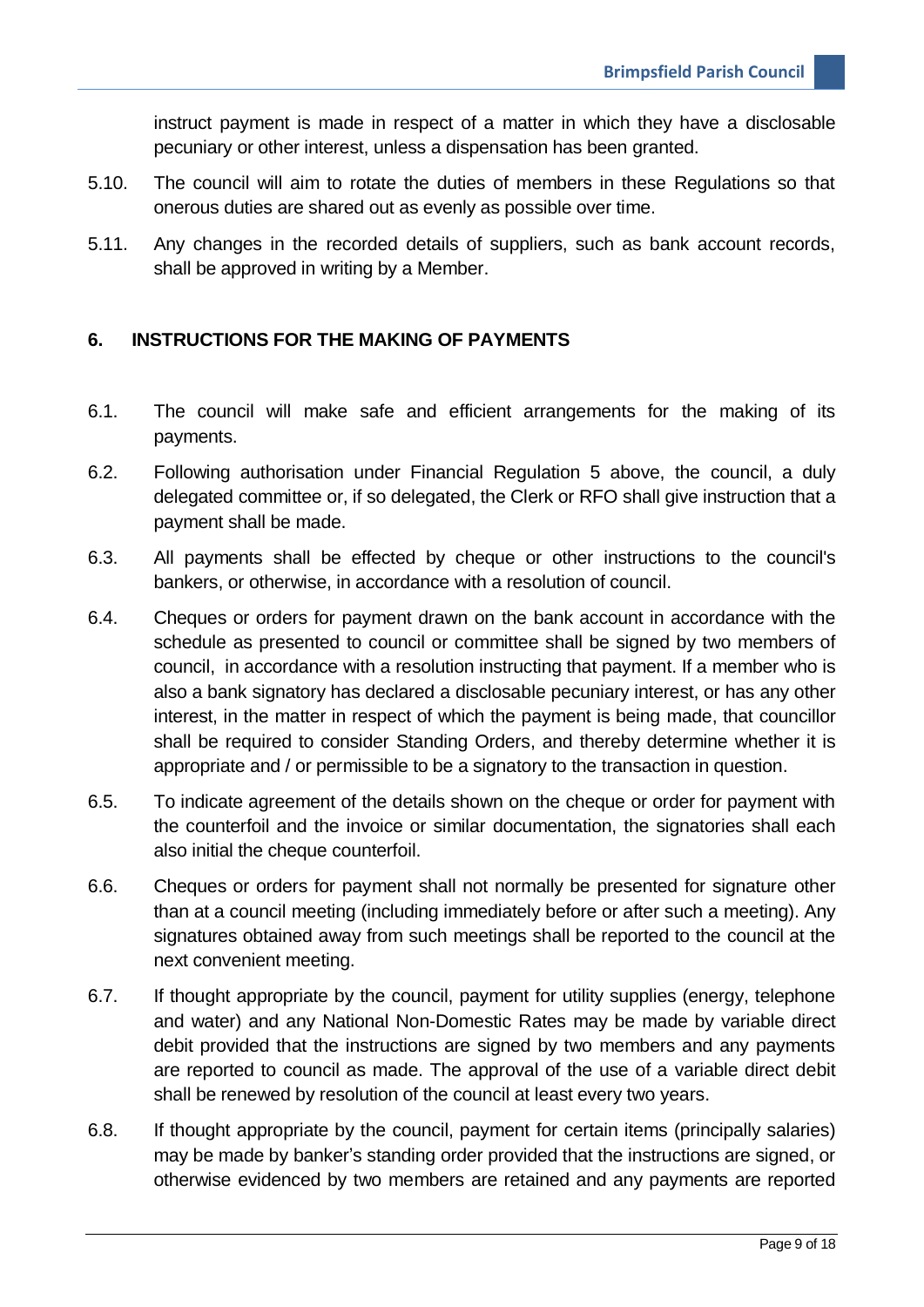instruct payment is made in respect of a matter in which they have a disclosable pecuniary or other interest, unless a dispensation has been granted.

5.10. The council will aim to rotate the duties of members in these Regulations so that onerous duties are shared out as evenly as possible over time.

5.11. Any changes in the recorded details of suppliers, such as bank account records, shall be approved in writing by a Member.

## 6. INSTRUCTIONS FOR THE MAKING OF PAYMENTS

6.1. The council will make safe and efficient arrangements for the making of its payments.

6.2. Following authorisation under Financial Regulation 5 above, the council, a duly delegated committee or, if so delegated, the Clerk or RFO shall give instruction that a payment shall be made.

6.3. All payments shall be effected by cheque or other instructions to the council's bankers, or otherwise, in accordance with a resolution of council.

6.4. Cheques or orders for payment drawn on the bank account in accordance with the schedule as presented to council or committee shall be signed by two members of council, in accordance with a resolution instructing that payment. If a member who is also a bank signatory has declared a disclosable pecuniary interest, or has any other interest, in the matter in respect of which the payment is being made, that councillor shall be required to consider Standing Orders, and thereby determine whether it is appropriate and / or permissible to be a signatory to the transaction in question.

6.5. To indicate agreement of the details shown on the cheque or order for payment with the counterfoil and the invoice or similar documentation, the signatories shall each also initial the cheque counterfoil.

6.6. Cheques or orders for payment shall not normally be presented for signature other than at a council meeting (including immediately before or after such a meeting). Any signatures obtained away from such meetings shall be reported to the council at the next convenient meeting.

6.7. If thought appropriate by the council, payment for utility supplies (energy, telephone and water) and any National Non-Domestic Rates may be made by variable direct debit provided that the instructions are signed by two members and any payments are reported to council as made. The approval of the use of a variable direct debit shall be renewed by resolution of the council at least every two years.

6.8. If thought appropriate by the council, payment for certain items (principally salaries) may be made by banker's standing order provided that the instructions are signed, or otherwise evidenced by two members are retained and any payments are reported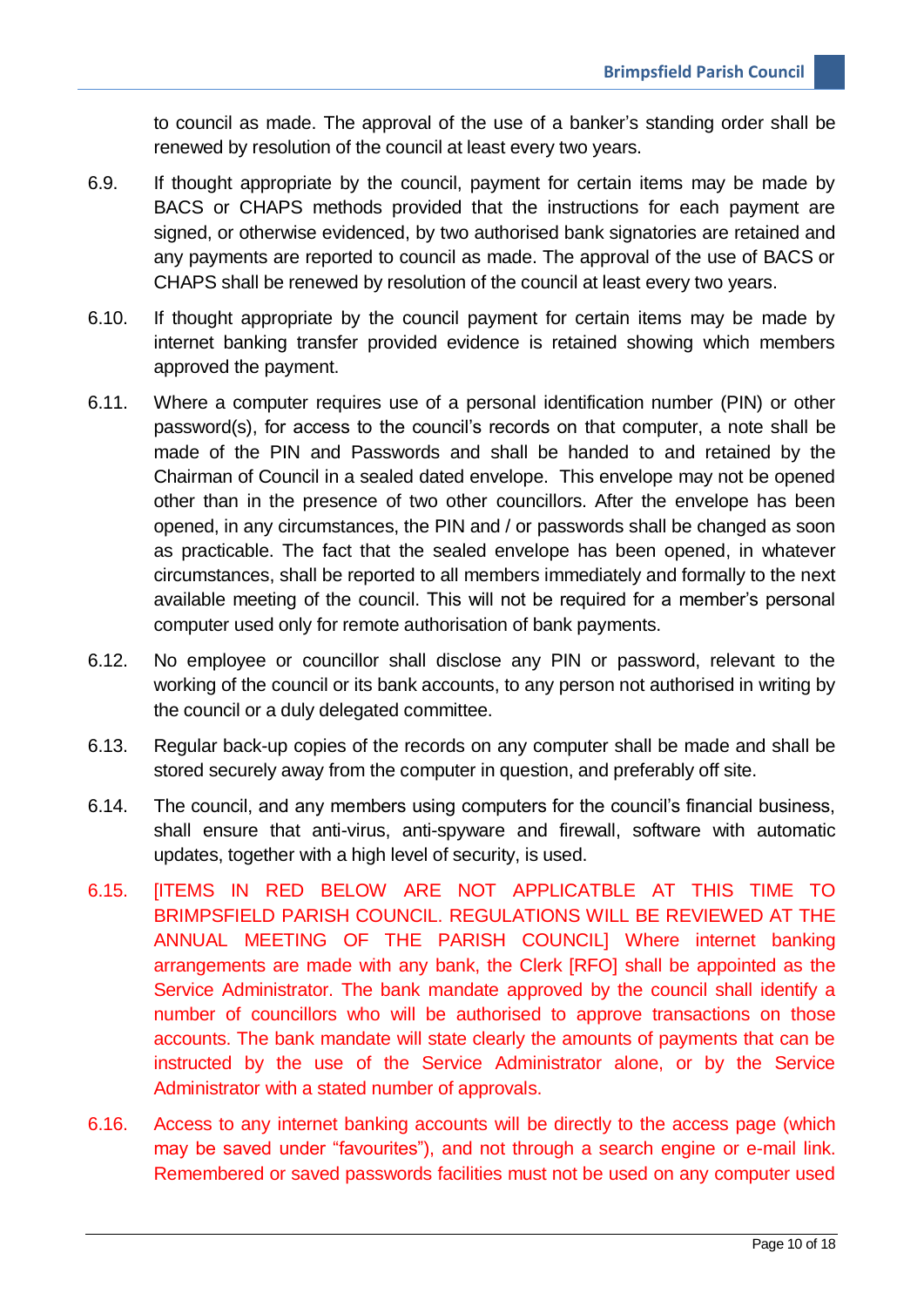to council as made. The approval of the use of a banker's standing order shall be renewed by resolution of the council at least every two years.

6.9. If thought appropriate by the council, payment for certain items may be made by BACS or CHAPS methods provided that the instructions for each payment are signed, or otherwise evidenced, by two authorised bank signatories are retained and any payments are reported to council as made. The approval of the use of BACS or CHAPS shall be renewed by resolution of the council at least every two years.

6.10. If thought appropriate by the council payment for certain items may be made by internet banking transfer provided evidence is retained showing which members approved the payment.

6.11. Where a computer requires use of a personal identification number (PIN) or other password(s), for access to the council's records on that computer, a note shall be made of the PIN and Passwords and shall be handed to and retained by the Chairman of Council in a sealed dated envelope. This envelope may not be opened other than in the presence of two other councillors. After the envelope has been opened, in any circumstances, the PIN and / or passwords shall be changed as soon as practicable. The fact that the sealed envelope has been opened, in whatever circumstances, shall be reported to all members immediately and formally to the next available meeting of the council. This will not be required for a member's personal computer used only for remote authorisation of bank payments.

6.12. No employee or councillor shall disclose any PIN or password, relevant to the working of the council or its bank accounts, to any person not authorised in writing by the council or a duly delegated committee.

6.13. Regular back-up copies of the records on any computer shall be made and shall be stored securely away from the computer in question, and preferably off site.

6.14. The council, and any members using computers for the council's financial business, shall ensure that anti-virus, anti-spyware and firewall, software with automatic updates, together with a high level of security, is used.

6.15. [ITEMS IN RED BELOW ARE NOT APPLICATBLE AT THIS TIME TO BRIMPSFIELD PARISH COUNCIL. REGULATIONS WILL BE REVIEWED AT THE ANNUAL MEETING OF THE PARISH COUNCIL] Where internet banking arrangements are made with any bank, the Clerk [RFO] shall be appointed as the Service Administrator. The bank mandate approved by the council shall identify a number of councillors who will be authorised to approve transactions on those accounts. The bank mandate will state clearly the amounts of payments that can be instructed by the use of the Service Administrator alone, or by the Service Administrator with a stated number of approvals.

6.16. Access to any internet banking accounts will be directly to the access page (which may be saved under "favourites"), and not through a search engine or e-mail link. Remembered or saved passwords facilities must not be used on any computer used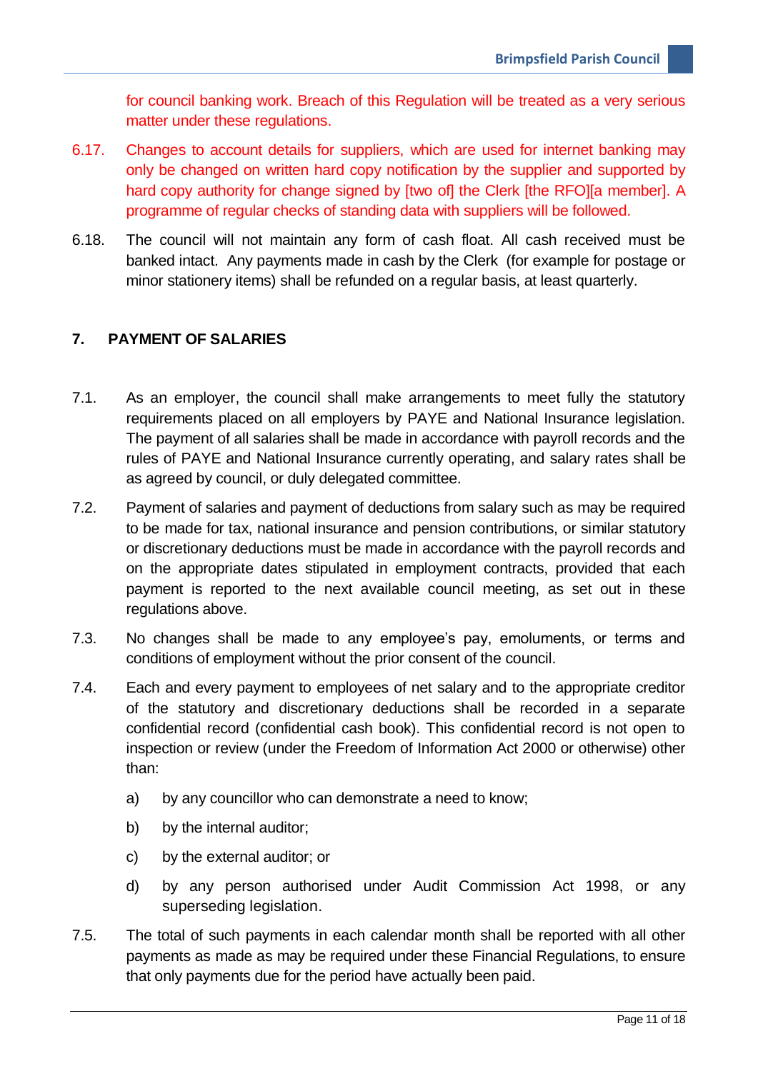for council banking work. Breach of this Regulation will be treated as a very serious matter under these regulations.

6.17. Changes to account details for suppliers, which are used for internet banking may only be changed on written hard copy notification by the supplier and supported by hard copy authority for change signed by [two of] the Clerk [the RFO][a member]. A programme of regular checks of standing data with suppliers will be followed.

6.18. The council will not maintain any form of cash float. All cash received must be banked intact. Any payments made in cash by the Clerk (for example for postage or minor stationery items) shall be refunded on a regular basis, at least quarterly.

## 7. PAYMENT OF SALARIES

7.1. As an employer, the council shall make arrangements to meet fully the statutory requirements placed on all employers by PAYE and National Insurance legislation. The payment of all salaries shall be made in accordance with payroll records and the rules of PAYE and National Insurance currently operating, and salary rates shall be as agreed by council, or duly delegated committee.

7.2. Payment of salaries and payment of deductions from salary such as may be required to be made for tax, national insurance and pension contributions, or similar statutory or discretionary deductions must be made in accordance with the payroll records and on the appropriate dates stipulated in employment contracts, provided that each payment is reported to the next available council meeting, as set out in these regulations above.

7.3. No changes shall be made to any employee's pay, emoluments, or terms and conditions of employment without the prior consent of the council.

7.4. Each and every payment to employees of net salary and to the appropriate creditor of the statutory and discretionary deductions shall be recorded in a separate confidential record (confidential cash book). This confidential record is not open to inspection or review (under the Freedom of Information Act 2000 or otherwise) other than:

a) by any councillor who can demonstrate a need to know;

b) by the internal auditor;

c) by the external auditor; or

d) by any person authorised under Audit Commission Act 1998, or any superseding legislation.

7.5. The total of such payments in each calendar month shall be reported with all other payments as made as may be required under these Financial Regulations, to ensure that only payments due for the period have actually been paid.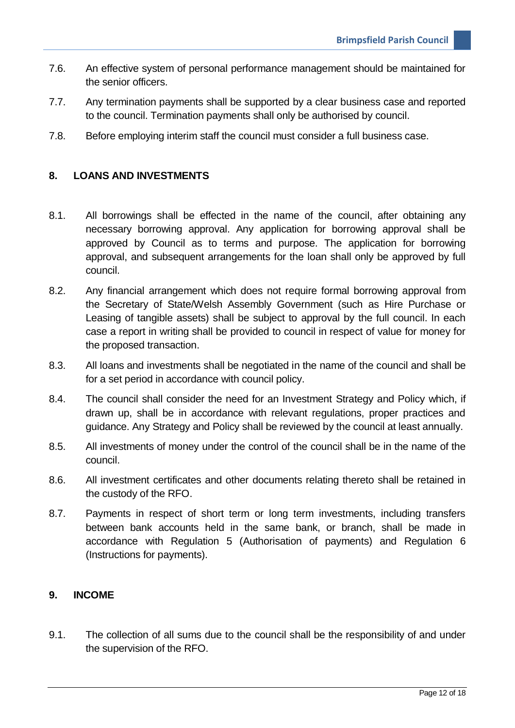7.6. An effective system of personal performance management should be maintained for the senior officers.

7.7. Any termination payments shall be supported by a clear business case and reported to the council. Termination payments shall only be authorised by council.

7.8. Before employing interim staff the council must consider a full business case.

## 8. LOANS AND INVESTMENTS

8.1. All borrowings shall be effected in the name of the council, after obtaining any necessary borrowing approval. Any application for borrowing approval shall be approved by Council as to terms and purpose. The application for borrowing approval, and subsequent arrangements for the loan shall only be approved by full council.

8.2. Any financial arrangement which does not require formal borrowing approval from the Secretary of State/Welsh Assembly Government (such as Hire Purchase or Leasing of tangible assets) shall be subject to approval by the full council. In each case a report in writing shall be provided to council in respect of value for money for the proposed transaction.

8.3. All loans and investments shall be negotiated in the name of the council and shall be for a set period in accordance with council policy.

8.4. The council shall consider the need for an Investment Strategy and Policy which, if drawn up, shall be in accordance with relevant regulations, proper practices and guidance. Any Strategy and Policy shall be reviewed by the council at least annually.

8.5. All investments of money under the control of the council shall be in the name of the council.

8.6. All investment certificates and other documents relating thereto shall be retained in the custody of the RFO.

8.7. Payments in respect of short term or long term investments, including transfers between bank accounts held in the same bank, or branch, shall be made in accordance with Regulation 5 (Authorisation of payments) and Regulation 6 (Instructions for payments).

## 9. INCOME

9.1. The collection of all sums due to the council shall be the responsibility of and under the supervision of the RFO.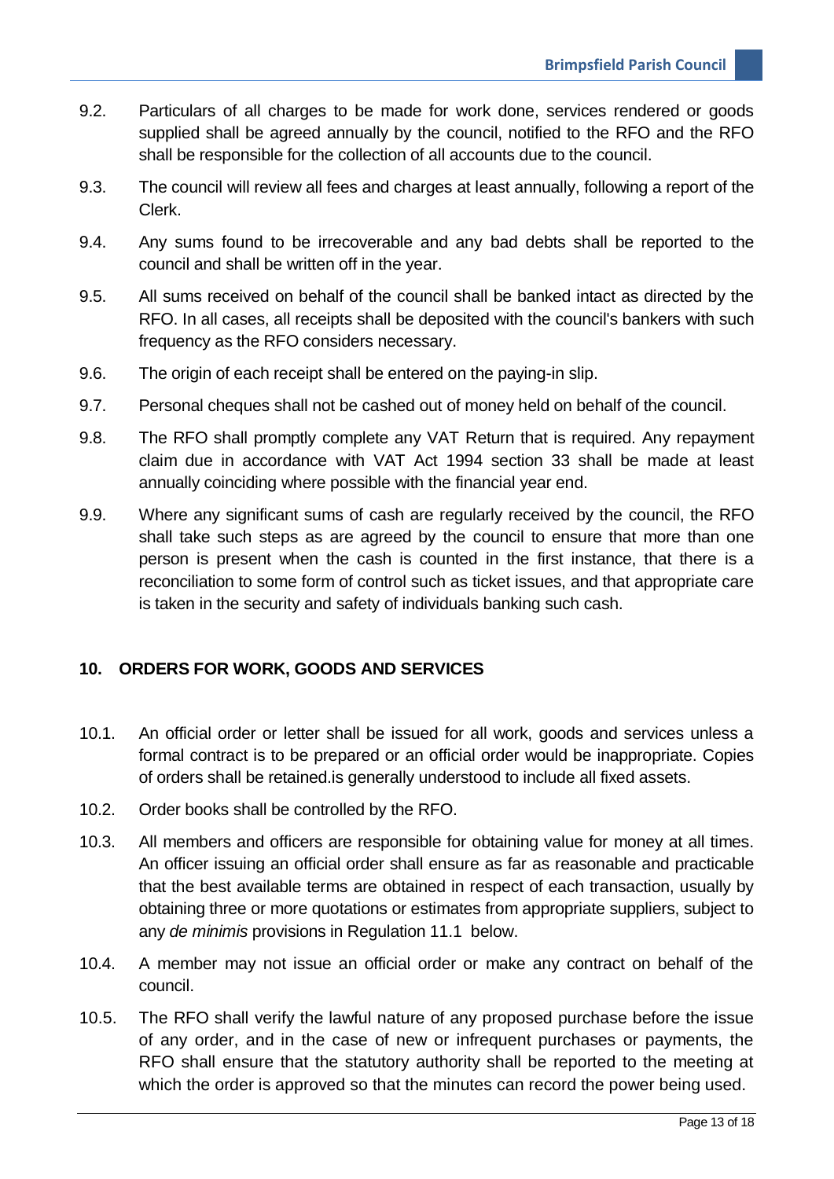9.2. Particulars of all charges to be made for work done, services rendered or goods supplied shall be agreed annually by the council, notified to the RFO and the RFO shall be responsible for the collection of all accounts due to the council.

9.3. The council will review all fees and charges at least annually, following a report of the Clerk.

9.4. Any sums found to be irrecoverable and any bad debts shall be reported to the council and shall be written off in the year.

9.5. All sums received on behalf of the council shall be banked intact as directed by the RFO. In all cases, all receipts shall be deposited with the council's bankers with such frequency as the RFO considers necessary.

9.6. The origin of each receipt shall be entered on the paying-in slip.

9.7. Personal cheques shall not be cashed out of money held on behalf of the council.

9.8. The RFO shall promptly complete any VAT Return that is required. Any repayment claim due in accordance with VAT Act 1994 section 33 shall be made at least annually coinciding where possible with the financial year end.

9.9. Where any significant sums of cash are regularly received by the council, the RFO shall take such steps as are agreed by the council to ensure that more than one person is present when the cash is counted in the first instance, that there is a reconciliation to some form of control such as ticket issues, and that appropriate care is taken in the security and safety of individuals banking such cash.

## 10. ORDERS FOR WORK, GOODS AND SERVICES

10.1. An official order or letter shall be issued for all work, goods and services unless a formal contract is to be prepared or an official order would be inappropriate. Copies of orders shall be retained.is generally understood to include all fixed assets.

10.2. Order books shall be controlled by the RFO.

10.3. All members and officers are responsible for obtaining value for money at all times. An officer issuing an official order shall ensure as far as reasonable and practicable that the best available terms are obtained in respect of each transaction, usually by obtaining three or more quotations or estimates from appropriate suppliers, subject to any *de minimis* provisions in Regulation 11.1 below.

10.4. A member may not issue an official order or make any contract on behalf of the council.

10.5. The RFO shall verify the lawful nature of any proposed purchase before the issue of any order, and in the case of new or infrequent purchases or payments, the RFO shall ensure that the statutory authority shall be reported to the meeting at which the order is approved so that the minutes can record the power being used.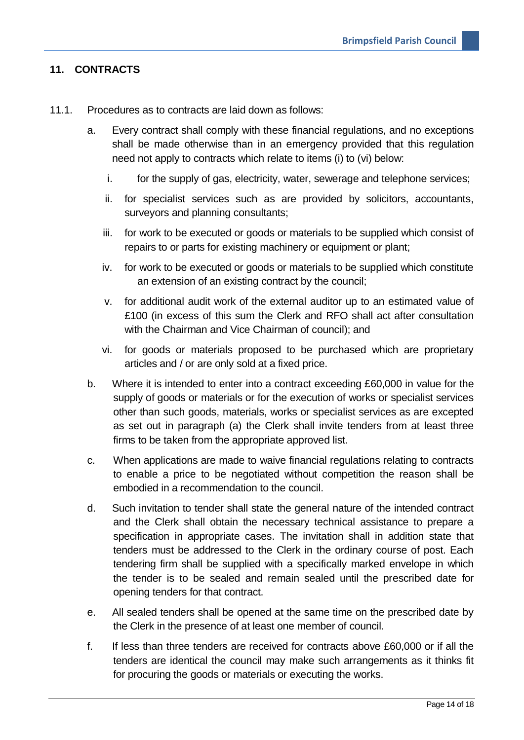## 11. CONTRACTS

11.1. Procedures as to contracts are laid down as follows:

a. Every contract shall comply with these financial regulations, and no exceptions shall be made otherwise than in an emergency provided that this regulation need not apply to contracts which relate to items (i) to (vi) below:

   i. for the supply of gas, electricity, water, sewerage and telephone services;

   ii. for specialist services such as are provided by solicitors, accountants, surveyors and planning consultants;

   iii. for work to be executed or goods or materials to be supplied which consist of repairs to or parts for existing machinery or equipment or plant;

   iv. for work to be executed or goods or materials to be supplied which constitute an extension of an existing contract by the council;

   v. for additional audit work of the external auditor up to an estimated value of £100 (in excess of this sum the Clerk and RFO shall act after consultation with the Chairman and Vice Chairman of council); and

   vi. for goods or materials proposed to be purchased which are proprietary articles and / or are only sold at a fixed price.

b. Where it is intended to enter into a contract exceeding £60,000 in value for the supply of goods or materials or for the execution of works or specialist services other than such goods, materials, works or specialist services as are excepted as set out in paragraph (a) the Clerk shall invite tenders from at least three firms to be taken from the appropriate approved list.

c. When applications are made to waive financial regulations relating to contracts to enable a price to be negotiated without competition the reason shall be embodied in a recommendation to the council.

d. Such invitation to tender shall state the general nature of the intended contract and the Clerk shall obtain the necessary technical assistance to prepare a specification in appropriate cases. The invitation shall in addition state that tenders must be addressed to the Clerk in the ordinary course of post. Each tendering firm shall be supplied with a specifically marked envelope in which the tender is to be sealed and remain sealed until the prescribed date for opening tenders for that contract.

e. All sealed tenders shall be opened at the same time on the prescribed date by the Clerk in the presence of at least one member of council.

f. If less than three tenders are received for contracts above £60,000 or if all the tenders are identical the council may make such arrangements as it thinks fit for procuring the goods or materials or executing the works.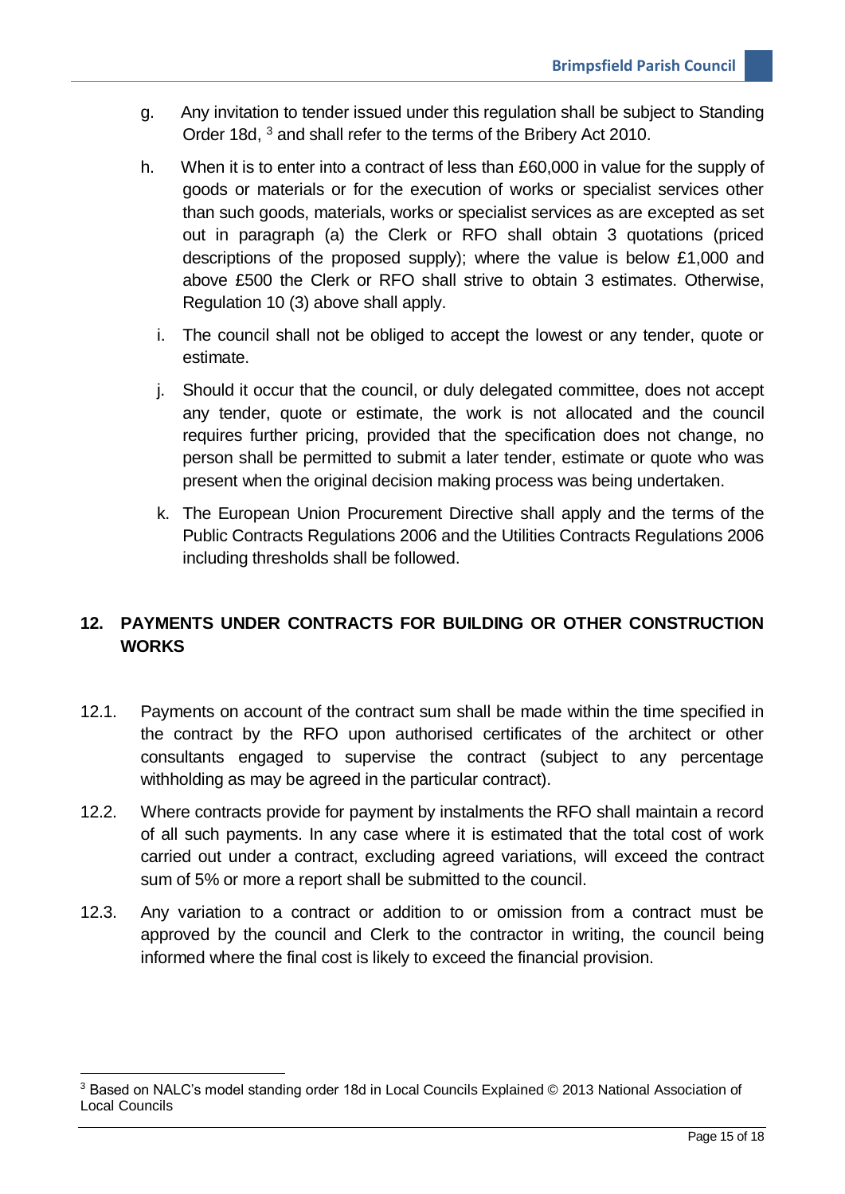g. Any invitation to tender issued under this regulation shall be subject to Standing Order 18d, [3] and shall refer to the terms of the Bribery Act 2010.

h. When it is to enter into a contract of less than £60,000 in value for the supply of goods or materials or for the execution of works or specialist services other than such goods, materials, works or specialist services as are excepted as set out in paragraph (a) the Clerk or RFO shall obtain 3 quotations (priced descriptions of the proposed supply); where the value is below £1,000 and above £500 the Clerk or RFO shall strive to obtain 3 estimates. Otherwise, Regulation 10 (3) above shall apply.

i. The council shall not be obliged to accept the lowest or any tender, quote or estimate.

j. Should it occur that the council, or duly delegated committee, does not accept any tender, quote or estimate, the work is not allocated and the council requires further pricing, provided that the specification does not change, no person shall be permitted to submit a later tender, estimate or quote who was present when the original decision making process was being undertaken.

k. The European Union Procurement Directive shall apply and the terms of the Public Contracts Regulations 2006 and the Utilities Contracts Regulations 2006 including thresholds shall be followed.

## 12. PAYMENTS UNDER CONTRACTS FOR BUILDING OR OTHER CONSTRUCTION WORKS

12.1. Payments on account of the contract sum shall be made within the time specified in the contract by the RFO upon authorised certificates of the architect or other consultants engaged to supervise the contract (subject to any percentage withholding as may be agreed in the particular contract).

12.2. Where contracts provide for payment by instalments the RFO shall maintain a record of all such payments. In any case where it is estimated that the total cost of work carried out under a contract, excluding agreed variations, will exceed the contract sum of 5% or more a report shall be submitted to the council.

12.3. Any variation to a contract or addition to or omission from a contract must be approved by the council and Clerk to the contractor in writing, the council being informed where the final cost is likely to exceed the financial provision.

---

[3] Based on NALC's model standing order 18d in Local Councils Explained © 2013 National Association of Local Councils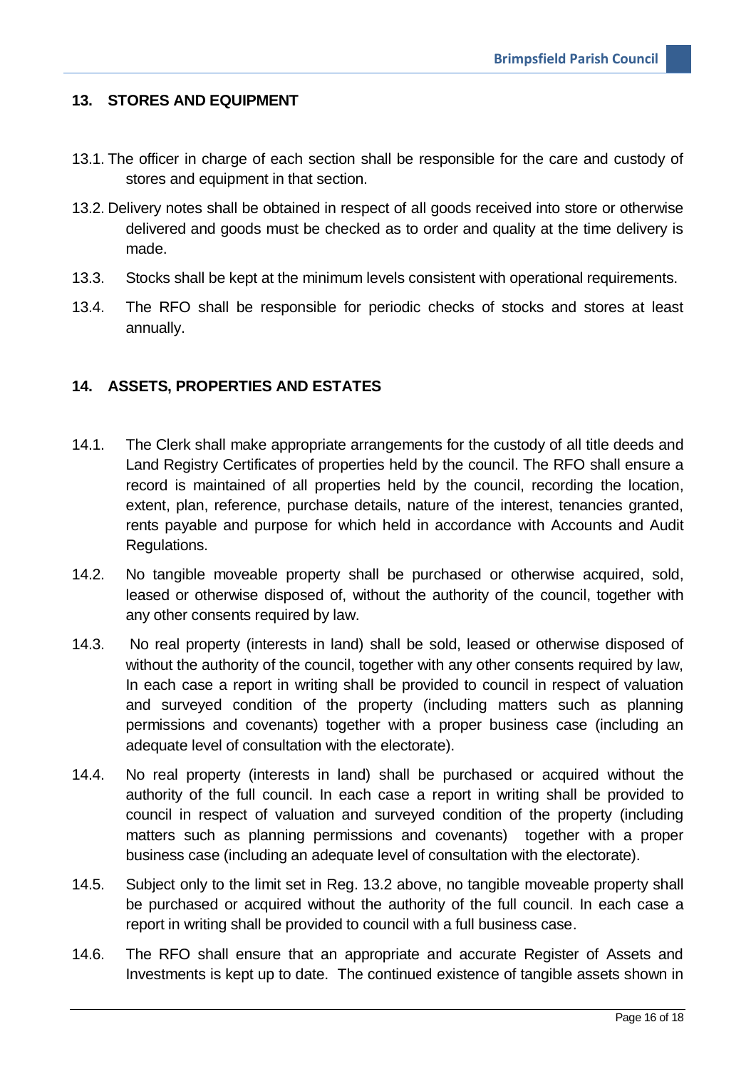## 13. STORES AND EQUIPMENT

13.1. The officer in charge of each section shall be responsible for the care and custody of stores and equipment in that section.

13.2. Delivery notes shall be obtained in respect of all goods received into store or otherwise delivered and goods must be checked as to order and quality at the time delivery is made.

13.3. Stocks shall be kept at the minimum levels consistent with operational requirements.

13.4. The RFO shall be responsible for periodic checks of stocks and stores at least annually.

## 14. ASSETS, PROPERTIES AND ESTATES

14.1. The Clerk shall make appropriate arrangements for the custody of all title deeds and Land Registry Certificates of properties held by the council. The RFO shall ensure a record is maintained of all properties held by the council, recording the location, extent, plan, reference, purchase details, nature of the interest, tenancies granted, rents payable and purpose for which held in accordance with Accounts and Audit Regulations.

14.2. No tangible moveable property shall be purchased or otherwise acquired, sold, leased or otherwise disposed of, without the authority of the council, together with any other consents required by law.

14.3. No real property (interests in land) shall be sold, leased or otherwise disposed of without the authority of the council, together with any other consents required by law, In each case a report in writing shall be provided to council in respect of valuation and surveyed condition of the property (including matters such as planning permissions and covenants) together with a proper business case (including an adequate level of consultation with the electorate).

14.4. No real property (interests in land) shall be purchased or acquired without the authority of the full council. In each case a report in writing shall be provided to council in respect of valuation and surveyed condition of the property (including matters such as planning permissions and covenants) together with a proper business case (including an adequate level of consultation with the electorate).

14.5. Subject only to the limit set in Reg. 13.2 above, no tangible moveable property shall be purchased or acquired without the authority of the full council. In each case a report in writing shall be provided to council with a full business case.

14.6. The RFO shall ensure that an appropriate and accurate Register of Assets and Investments is kept up to date. The continued existence of tangible assets shown in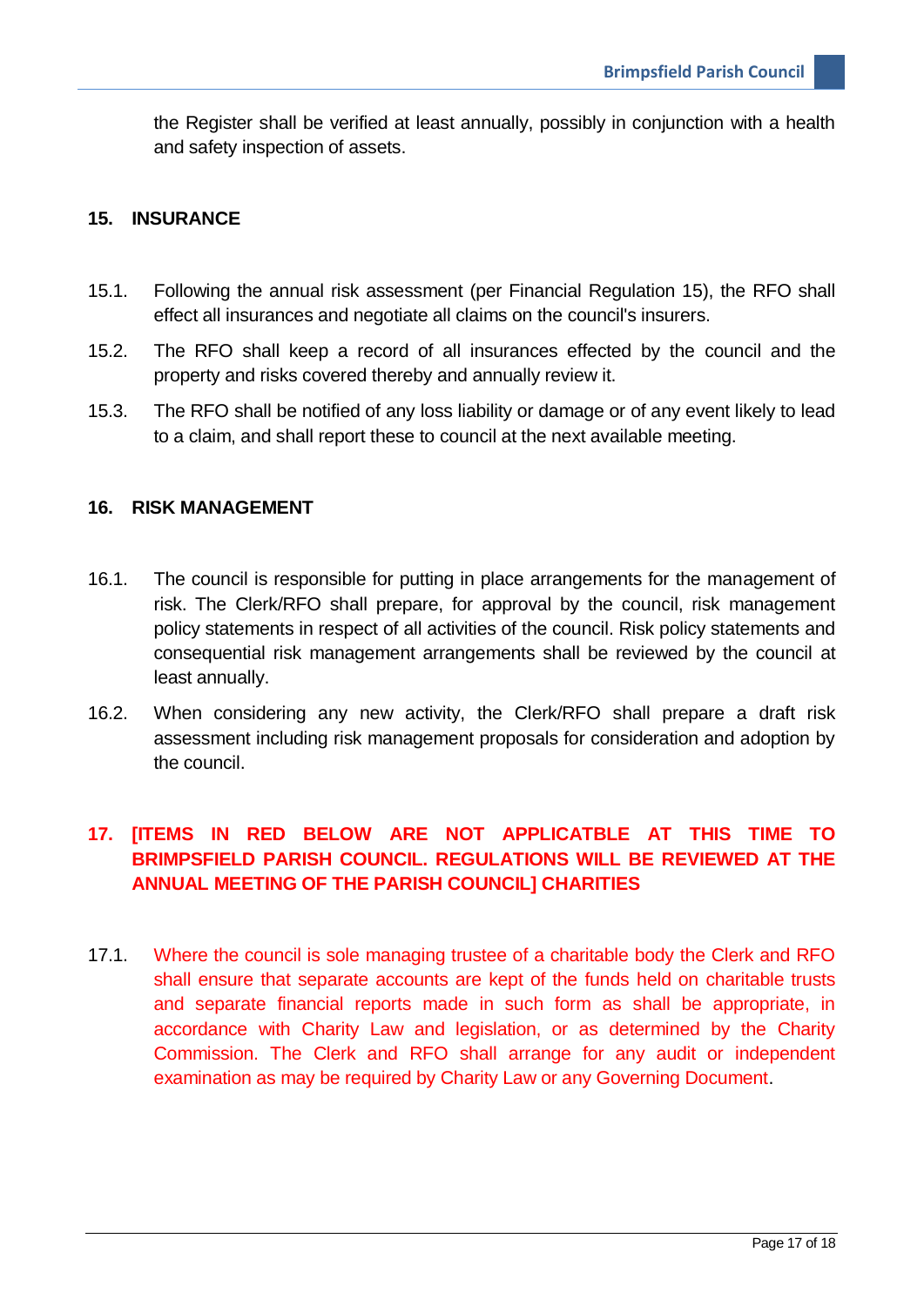the Register shall be verified at least annually, possibly in conjunction with a health and safety inspection of assets.

## 15. INSURANCE

15.1. Following the annual risk assessment (per Financial Regulation 15), the RFO shall effect all insurances and negotiate all claims on the council's insurers.

15.2. The RFO shall keep a record of all insurances effected by the council and the property and risks covered thereby and annually review it.

15.3. The RFO shall be notified of any loss liability or damage or of any event likely to lead to a claim, and shall report these to council at the next available meeting.

## 16. RISK MANAGEMENT

16.1. The council is responsible for putting in place arrangements for the management of risk. The Clerk/RFO shall prepare, for approval by the council, risk management policy statements in respect of all activities of the council. Risk policy statements and consequential risk management arrangements shall be reviewed by the council at least annually.

16.2. When considering any new activity, the Clerk/RFO shall prepare a draft risk assessment including risk management proposals for consideration and adoption by the council.

## 17. [ITEMS IN RED BELOW ARE NOT APPLICATBLE AT THIS TIME TO BRIMPSFIELD PARISH COUNCIL. REGULATIONS WILL BE REVIEWED AT THE ANNUAL MEETING OF THE PARISH COUNCIL] CHARITIES

17.1. Where the council is sole managing trustee of a charitable body the Clerk and RFO shall ensure that separate accounts are kept of the funds held on charitable trusts and separate financial reports made in such form as shall be appropriate, in accordance with Charity Law and legislation, or as determined by the Charity Commission. The Clerk and RFO shall arrange for any audit or independent examination as may be required by Charity Law or any Governing Document.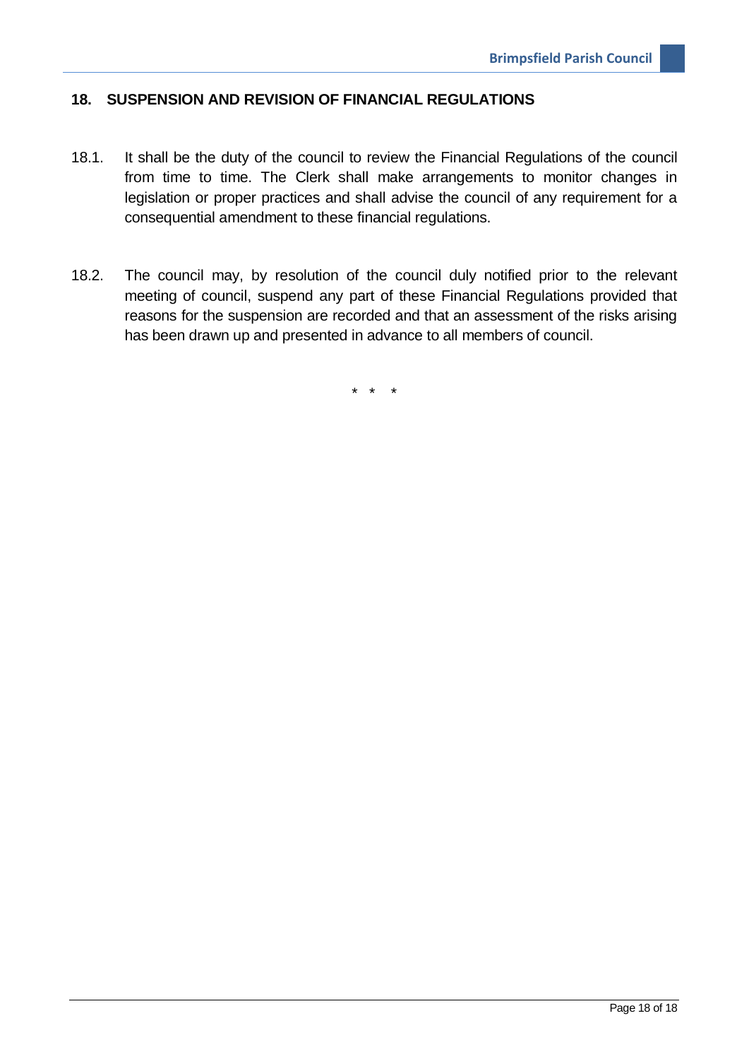## 18. SUSPENSION AND REVISION OF FINANCIAL REGULATIONS

18.1. It shall be the duty of the council to review the Financial Regulations of the council from time to time. The Clerk shall make arrangements to monitor changes in legislation or proper practices and shall advise the council of any requirement for a consequential amendment to these financial regulations.

18.2. The council may, by resolution of the council duly notified prior to the relevant meeting of council, suspend any part of these Financial Regulations provided that reasons for the suspension are recorded and that an assessment of the risks arising has been drawn up and presented in advance to all members of council.

\* \* \*